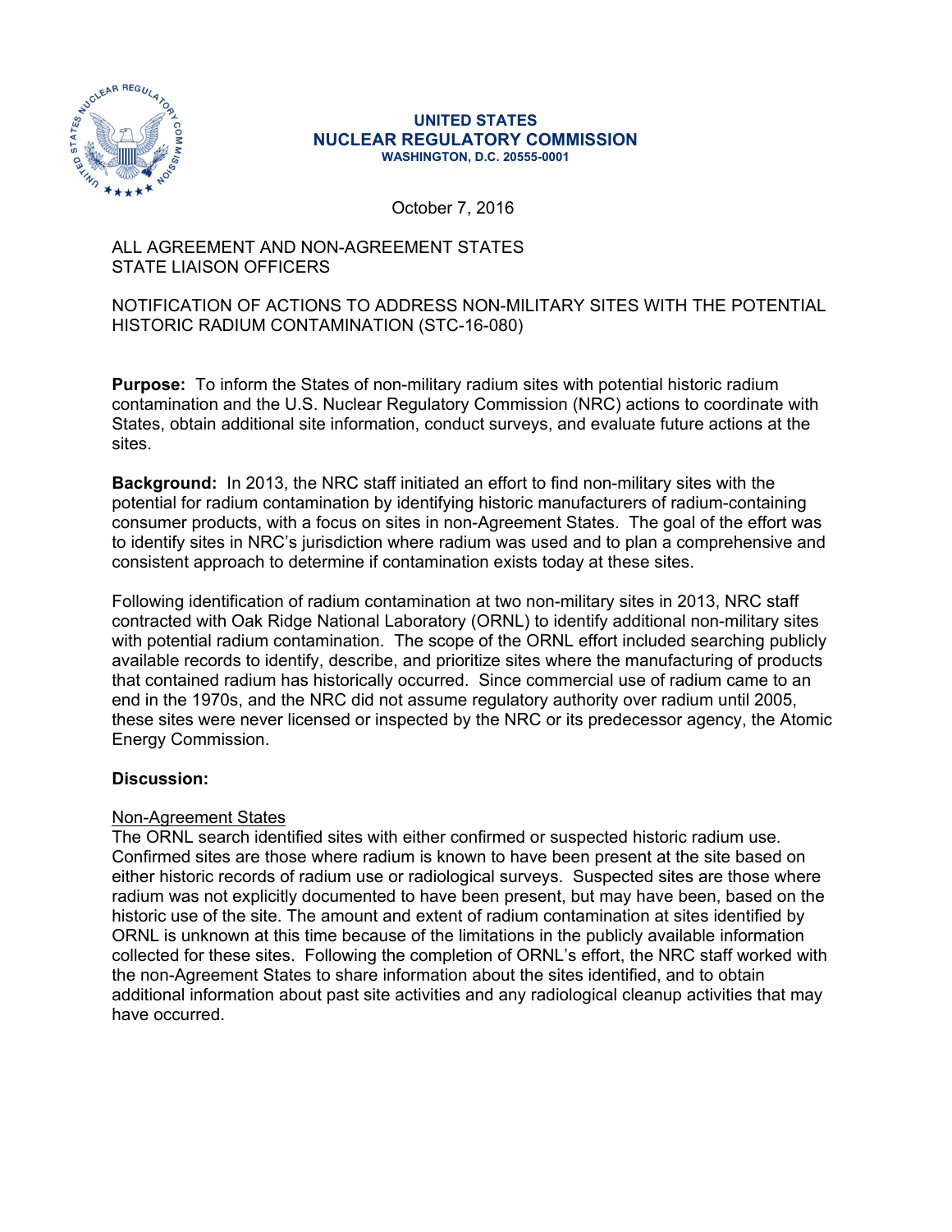**UNITED STATES**
**NUCLEAR REGULATORY COMMISSION**
**WASHINGTON, D.C. 20555-0001**

October 7, 2016

ALL AGREEMENT AND NON-AGREEMENT STATES
STATE LIAISON OFFICERS

NOTIFICATION OF ACTIONS TO ADDRESS NON-MILITARY SITES WITH THE POTENTIAL HISTORIC RADIUM CONTAMINATION (STC-16-080)

**Purpose:** To inform the States of non-military radium sites with potential historic radium contamination and the U.S. Nuclear Regulatory Commission (NRC) actions to coordinate with States, obtain additional site information, conduct surveys, and evaluate future actions at the sites.

**Background:** In 2013, the NRC staff initiated an effort to find non-military sites with the potential for radium contamination by identifying historic manufacturers of radium-containing consumer products, with a focus on sites in non-Agreement States. The goal of the effort was to identify sites in NRC's jurisdiction where radium was used and to plan a comprehensive and consistent approach to determine if contamination exists today at these sites.

Following identification of radium contamination at two non-military sites in 2013, NRC staff contracted with Oak Ridge National Laboratory (ORNL) to identify additional non-military sites with potential radium contamination. The scope of the ORNL effort included searching publicly available records to identify, describe, and prioritize sites where the manufacturing of products that contained radium has historically occurred. Since commercial use of radium came to an end in the 1970s, and the NRC did not assume regulatory authority over radium until 2005, these sites were never licensed or inspected by the NRC or its predecessor agency, the Atomic Energy Commission.

**Discussion:**

Non-Agreement States

The ORNL search identified sites with either confirmed or suspected historic radium use. Confirmed sites are those where radium is known to have been present at the site based on either historic records of radium use or radiological surveys. Suspected sites are those where radium was not explicitly documented to have been present, but may have been, based on the historic use of the site. The amount and extent of radium contamination at sites identified by ORNL is unknown at this time because of the limitations in the publicly available information collected for these sites. Following the completion of ORNL's effort, the NRC staff worked with the non-Agreement States to share information about the sites identified, and to obtain additional information about past site activities and any radiological cleanup activities that may have occurred.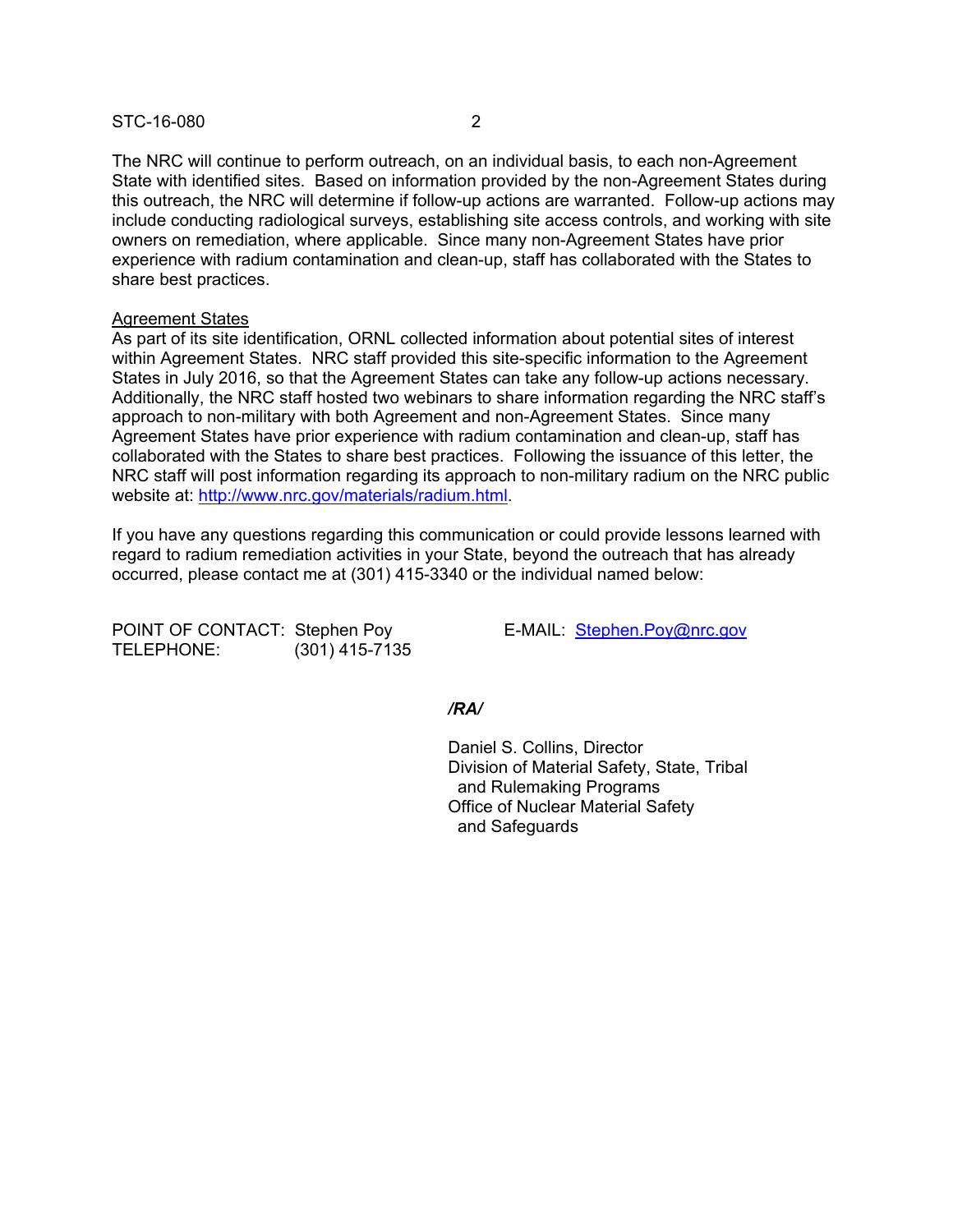The NRC will continue to perform outreach, on an individual basis, to each non-Agreement State with identified sites. Based on information provided by the non-Agreement States during this outreach, the NRC will determine if follow-up actions are warranted. Follow-up actions may include conducting radiological surveys, establishing site access controls, and working with site owners on remediation, where applicable. Since many non-Agreement States have prior experience with radium contamination and clean-up, staff has collaborated with the States to share best practices.

Agreement States

As part of its site identification, ORNL collected information about potential sites of interest within Agreement States. NRC staff provided this site-specific information to the Agreement States in July 2016, so that the Agreement States can take any follow-up actions necessary. Additionally, the NRC staff hosted two webinars to share information regarding the NRC staff's approach to non-military with both Agreement and non-Agreement States. Since many Agreement States have prior experience with radium contamination and clean-up, staff has collaborated with the States to share best practices. Following the issuance of this letter, the NRC staff will post information regarding its approach to non-military radium on the NRC public website at: http://www.nrc.gov/materials/radium.html.

If you have any questions regarding this communication or could provide lessons learned with regard to radium remediation activities in your State, beyond the outreach that has already occurred, please contact me at (301) 415-3340 or the individual named below:

POINT OF CONTACT: Stephen Poy
TELEPHONE: (301) 415-7135
E-MAIL: Stephen.Poy@nrc.gov

*/RA/*

Daniel S. Collins, Director
Division of Material Safety, State, Tribal and Rulemaking Programs
Office of Nuclear Material Safety and Safeguards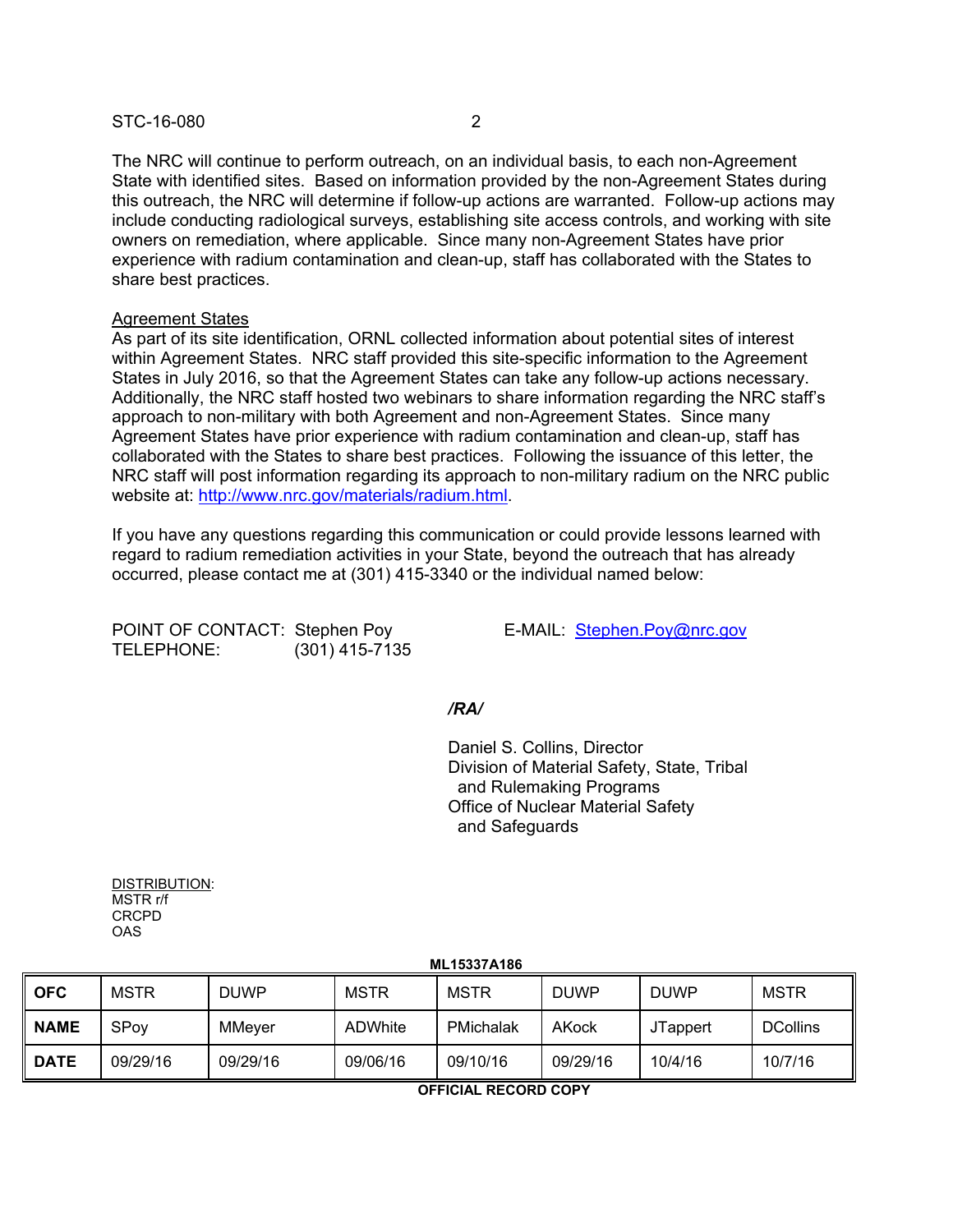The NRC will continue to perform outreach, on an individual basis, to each non-Agreement State with identified sites. Based on information provided by the non-Agreement States during this outreach, the NRC will determine if follow-up actions are warranted. Follow-up actions may include conducting radiological surveys, establishing site access controls, and working with site owners on remediation, where applicable. Since many non-Agreement States have prior experience with radium contamination and clean-up, staff has collaborated with the States to share best practices.

Agreement States

As part of its site identification, ORNL collected information about potential sites of interest within Agreement States. NRC staff provided this site-specific information to the Agreement States in July 2016, so that the Agreement States can take any follow-up actions necessary. Additionally, the NRC staff hosted two webinars to share information regarding the NRC staff's approach to non-military with both Agreement and non-Agreement States. Since many Agreement States have prior experience with radium contamination and clean-up, staff has collaborated with the States to share best practices. Following the issuance of this letter, the NRC staff will post information regarding its approach to non-military radium on the NRC public website at: http://www.nrc.gov/materials/radium.html.

If you have any questions regarding this communication or could provide lessons learned with regard to radium remediation activities in your State, beyond the outreach that has already occurred, please contact me at (301) 415-3340 or the individual named below:

POINT OF CONTACT: Stephen Poy
TELEPHONE: (301) 415-7135

E-MAIL: Stephen.Poy@nrc.gov

*/RA/*

Daniel S. Collins, Director
Division of Material Safety, State, Tribal and Rulemaking Programs
Office of Nuclear Material Safety and Safeguards

DISTRIBUTION:
MSTR r/f
CRCPD
OAS

**ML15337A186**

| **OFC** | MSTR | DUWP | MSTR | MSTR | DUWP | DUWP | MSTR |
|---|---|---|---|---|---|---|---|
| **NAME** | SPoy | MMeyer | ADWhite | PMichalak | AKock | JTappert | DCollins |
| **DATE** | 09/29/16 | 09/29/16 | 09/06/16 | 09/10/16 | 09/29/16 | 10/4/16 | 10/7/16 |

**OFFICIAL RECORD COPY**